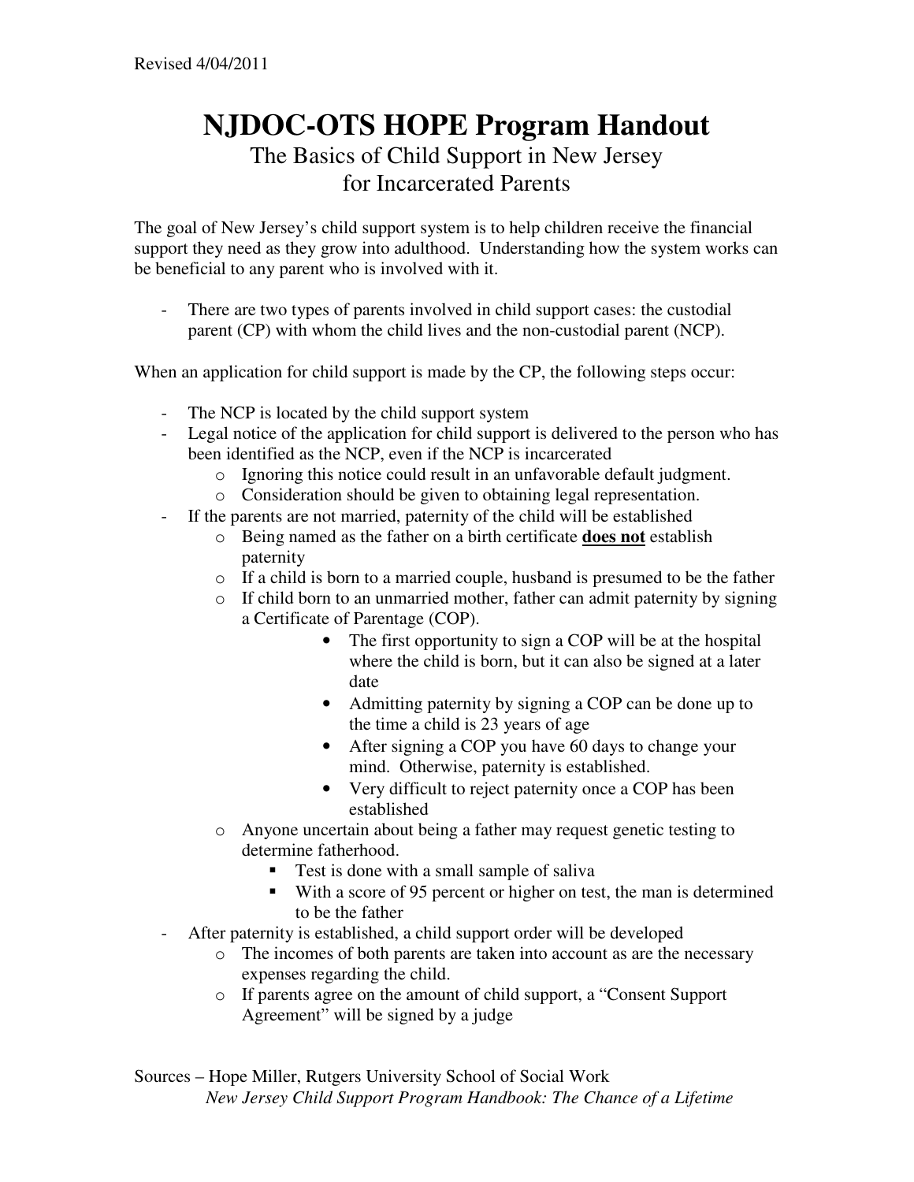Revised 4/04/2011

# NJDOC-OTS HOPE Program Handout

## The Basics of Child Support in New Jersey for Incarcerated Parents

The goal of New Jersey's child support system is to help children receive the financial support they need as they grow into adulthood. Understanding how the system works can be beneficial to any parent who is involved with it.

- There are two types of parents involved in child support cases: the custodial parent (CP) with whom the child lives and the non-custodial parent (NCP).

When an application for child support is made by the CP, the following steps occur:

- The NCP is located by the child support system
- Legal notice of the application for child support is delivered to the person who has been identified as the NCP, even if the NCP is incarcerated
  - Ignoring this notice could result in an unfavorable default judgment.
  - Consideration should be given to obtaining legal representation.
- If the parents are not married, paternity of the child will be established
  - Being named as the father on a birth certificate **<u>does not</u>** establish paternity
  - If a child is born to a married couple, husband is presumed to be the father
  - If child born to an unmarried mother, father can admit paternity by signing a Certificate of Parentage (COP).
    - The first opportunity to sign a COP will be at the hospital where the child is born, but it can also be signed at a later date
    - Admitting paternity by signing a COP can be done up to the time a child is 23 years of age
    - After signing a COP you have 60 days to change your mind. Otherwise, paternity is established.
    - Very difficult to reject paternity once a COP has been established
  - Anyone uncertain about being a father may request genetic testing to determine fatherhood.
    - Test is done with a small sample of saliva
    - With a score of 95 percent or higher on test, the man is determined to be the father
- After paternity is established, a child support order will be developed
  - The incomes of both parents are taken into account as are the necessary expenses regarding the child.
  - If parents agree on the amount of child support, a "Consent Support Agreement" will be signed by a judge

Sources – Hope Miller, Rutgers University School of Social Work
*New Jersey Child Support Program Handbook: The Chance of a Lifetime*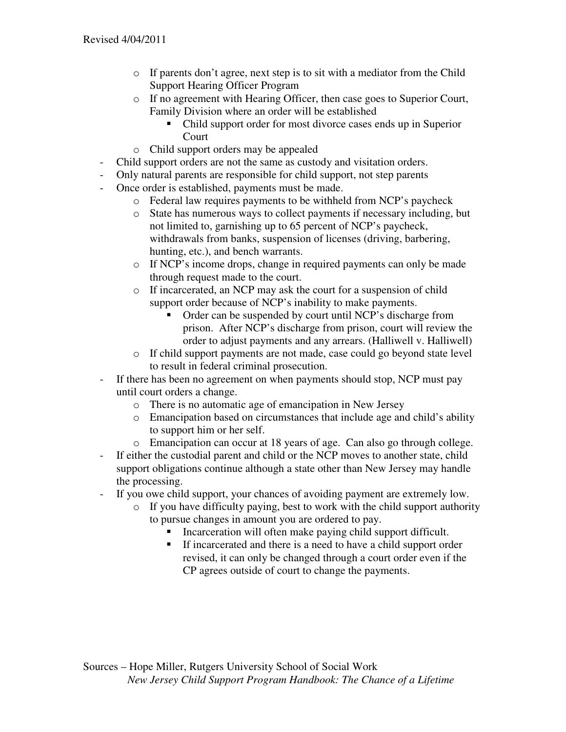- If parents don't agree, next step is to sit with a mediator from the Child Support Hearing Officer Program
  - If no agreement with Hearing Officer, then case goes to Superior Court, Family Division where an order will be established
    - Child support order for most divorce cases ends up in Superior Court
  - Child support orders may be appealed
- Child support orders are not the same as custody and visitation orders.
- Only natural parents are responsible for child support, not step parents
- Once order is established, payments must be made.
  - Federal law requires payments to be withheld from NCP's paycheck
  - State has numerous ways to collect payments if necessary including, but not limited to, garnishing up to 65 percent of NCP's paycheck, withdrawals from banks, suspension of licenses (driving, barbering, hunting, etc.), and bench warrants.
  - If NCP's income drops, change in required payments can only be made through request made to the court.
  - If incarcerated, an NCP may ask the court for a suspension of child support order because of NCP's inability to make payments.
    - Order can be suspended by court until NCP's discharge from prison. After NCP's discharge from prison, court will review the order to adjust payments and any arrears. (Halliwell v. Halliwell)
  - If child support payments are not made, case could go beyond state level to result in federal criminal prosecution.
- If there has been no agreement on when payments should stop, NCP must pay until court orders a change.
  - There is no automatic age of emancipation in New Jersey
  - Emancipation based on circumstances that include age and child's ability to support him or her self.
  - Emancipation can occur at 18 years of age. Can also go through college.
- If either the custodial parent and child or the NCP moves to another state, child support obligations continue although a state other than New Jersey may handle the processing.
- If you owe child support, your chances of avoiding payment are extremely low.
  - If you have difficulty paying, best to work with the child support authority to pursue changes in amount you are ordered to pay.
    - Incarceration will often make paying child support difficult.
    - If incarcerated and there is a need to have a child support order revised, it can only be changed through a court order even if the CP agrees outside of court to change the payments.

Sources – Hope Miller, Rutgers University School of Social Work
*New Jersey Child Support Program Handbook: The Chance of a Lifetime*